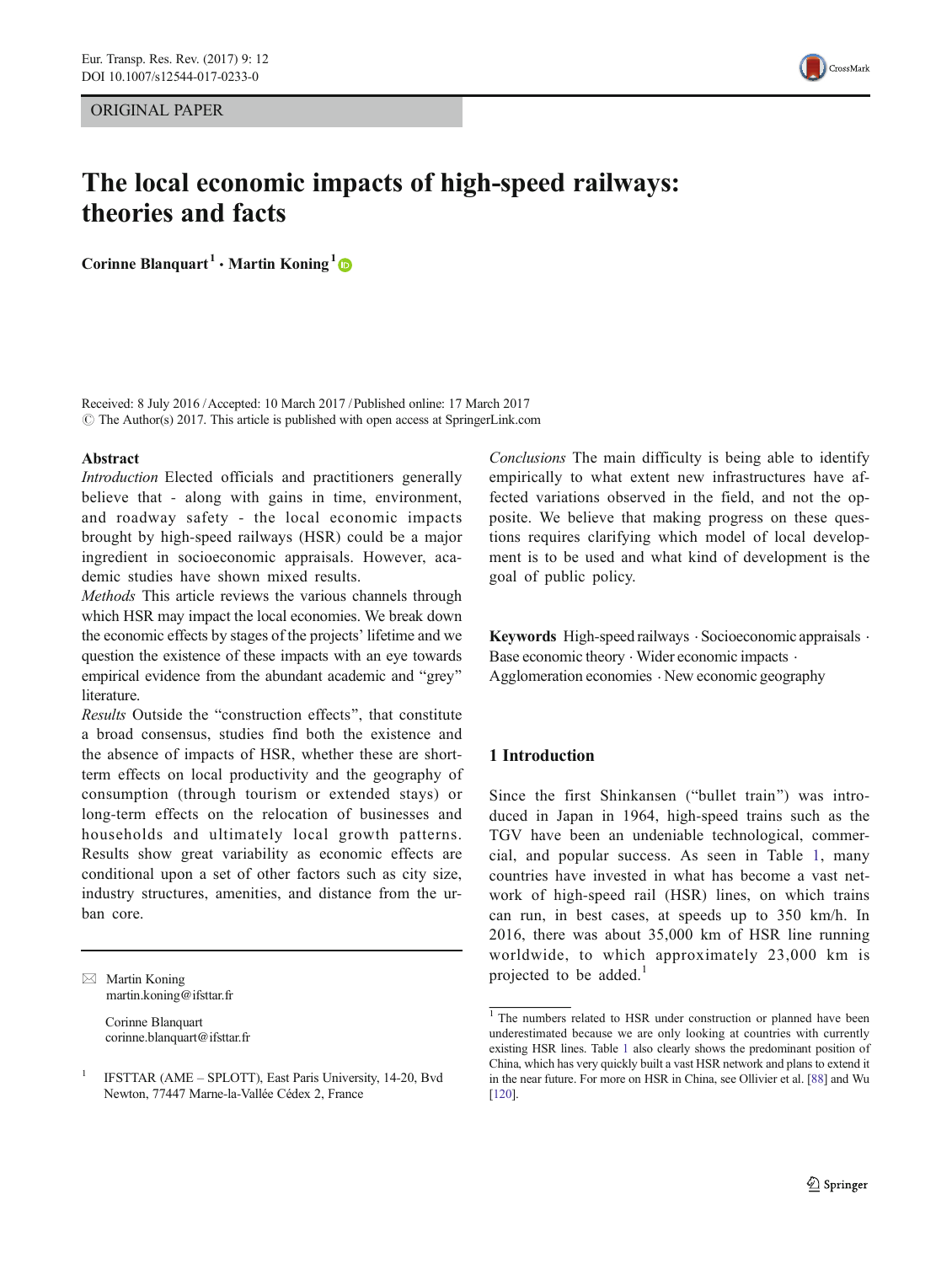ORIGINAL PAPER

# The local economic impacts of high-speed railways: theories and facts

**Corinne Blanquart** [1] · **Martin Koning** [1]

Received: 8 July 2016 / Accepted: 10 March 2017 / Published online: 17 March 2017
© The Author(s) 2017. This article is published with open access at SpringerLink.com

## Abstract

*Introduction* Elected officials and practitioners generally believe that - along with gains in time, environment, and roadway safety - the local economic impacts brought by high-speed railways (HSR) could be a major ingredient in socioeconomic appraisals. However, academic studies have shown mixed results.

*Methods* This article reviews the various channels through which HSR may impact the local economies. We break down the economic effects by stages of the projects' lifetime and we question the existence of these impacts with an eye towards empirical evidence from the abundant academic and "grey" literature.

*Results* Outside the "construction effects", that constitute a broad consensus, studies find both the existence and the absence of impacts of HSR, whether these are short-term effects on local productivity and the geography of consumption (through tourism or extended stays) or long-term effects on the relocation of businesses and households and ultimately local growth patterns. Results show great variability as economic effects are conditional upon a set of other factors such as city size, industry structures, amenities, and distance from the urban core.

*Conclusions* The main difficulty is being able to identify empirically to what extent new infrastructures have affected variations observed in the field, and not the opposite. We believe that making progress on these questions requires clarifying which model of local development is to be used and what kind of development is the goal of public policy.

**Keywords** High-speed railways · Socioeconomic appraisals · Base economic theory · Wider economic impacts · Agglomeration economies · New economic geography

✉ Martin Koning
martin.koning@ifsttar.fr

Corinne Blanquart
corinne.blanquart@ifsttar.fr

[1] IFSTTAR (AME – SPLOTT), East Paris University, 14-20, Bvd Newton, 77447 Marne-la-Vallée Cédex 2, France

## 1 Introduction

Since the first Shinkansen ("bullet train") was introduced in Japan in 1964, high-speed trains such as the TGV have been an undeniable technological, commercial, and popular success. As seen in Table 1, many countries have invested in what has become a vast network of high-speed rail (HSR) lines, on which trains can run, in best cases, at speeds up to 350 km/h. In 2016, there was about 35,000 km of HSR line running worldwide, to which approximately 23,000 km is projected to be added.[1]

[1] The numbers related to HSR under construction or planned have been underestimated because we are only looking at countries with currently existing HSR lines. Table 1 also clearly shows the predominant position of China, which has very quickly built a vast HSR network and plans to extend it in the near future. For more on HSR in China, see Ollivier et al. [88] and Wu [120].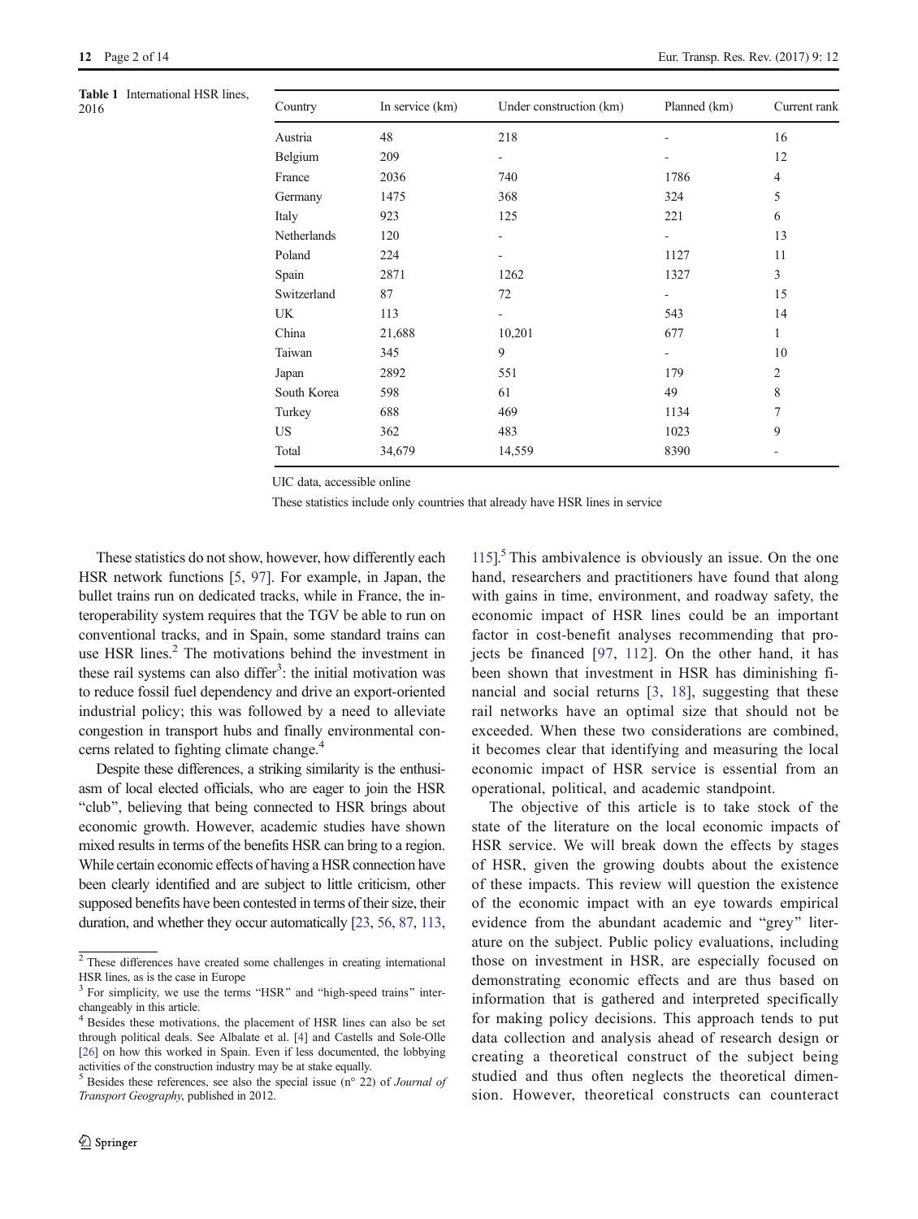**Table 1** International HSR lines, 2016

| Country | In service (km) | Under construction (km) | Planned (km) | Current rank |
|---|---|---|---|---|
| Austria | 48 | 218 | - | 16 |
| Belgium | 209 | - | - | 12 |
| France | 2036 | 740 | 1786 | 4 |
| Germany | 1475 | 368 | 324 | 5 |
| Italy | 923 | 125 | 221 | 6 |
| Netherlands | 120 | - | - | 13 |
| Poland | 224 | - | 1127 | 11 |
| Spain | 2871 | 1262 | 1327 | 3 |
| Switzerland | 87 | 72 | - | 15 |
| UK | 113 | - | 543 | 14 |
| China | 21,688 | 10,201 | 677 | 1 |
| Taiwan | 345 | 9 | - | 10 |
| Japan | 2892 | 551 | 179 | 2 |
| South Korea | 598 | 61 | 49 | 8 |
| Turkey | 688 | 469 | 1134 | 7 |
| US | 362 | 483 | 1023 | 9 |
| Total | 34,679 | 14,559 | 8390 | - |

UIC data, accessible online

These statistics include only countries that already have HSR lines in service

These statistics do not show, however, how differently each HSR network functions [5, 97]. For example, in Japan, the bullet trains run on dedicated tracks, while in France, the interoperability system requires that the TGV be able to run on conventional tracks, and in Spain, some standard trains can use HSR lines.[2] The motivations behind the investment in these rail systems can also differ[3]: the initial motivation was to reduce fossil fuel dependency and drive an export-oriented industrial policy; this was followed by a need to alleviate congestion in transport hubs and finally environmental concerns related to fighting climate change.[4]

Despite these differences, a striking similarity is the enthusiasm of local elected officials, who are eager to join the HSR "club", believing that being connected to HSR brings about economic growth. However, academic studies have shown mixed results in terms of the benefits HSR can bring to a region. While certain economic effects of having a HSR connection have been clearly identified and are subject to little criticism, other supposed benefits have been contested in terms of their size, their duration, and whether they occur automatically [23, 56, 87, 113, 115].[5] This ambivalence is obviously an issue. On the one hand, researchers and practitioners have found that along with gains in time, environment, and roadway safety, the economic impact of HSR lines could be an important factor in cost-benefit analyses recommending that projects be financed [97, 112]. On the other hand, it has been shown that investment in HSR has diminishing financial and social returns [3, 18], suggesting that these rail networks have an optimal size that should not be exceeded. When these two considerations are combined, it becomes clear that identifying and measuring the local economic impact of HSR service is essential from an operational, political, and academic standpoint.

The objective of this article is to take stock of the state of the literature on the local economic impacts of HSR service. We will break down the effects by stages of HSR, given the growing doubts about the existence of these impacts. This review will question the existence of the economic impact with an eye towards empirical evidence from the abundant academic and "grey" literature on the subject. Public policy evaluations, including those on investment in HSR, are especially focused on demonstrating economic effects and are thus based on information that is gathered and interpreted specifically for making policy decisions. This approach tends to put data collection and analysis ahead of research design or creating a theoretical construct of the subject being studied and thus often neglects the theoretical dimension. However, theoretical constructs can counteract

[2] These differences have created some challenges in creating international HSR lines, as is the case in Europe

[3] For simplicity, we use the terms "HSR" and "high-speed trains" interchangeably in this article.

[4] Besides these motivations, the placement of HSR lines can also be set through political deals. See Albalate et al. [4] and Castells and Sole-Olle [26] on how this worked in Spain. Even if less documented, the lobbying activities of the construction industry may be at stake equally.

[5] Besides these references, see also the special issue (n° 22) of *Journal of Transport Geography*, published in 2012.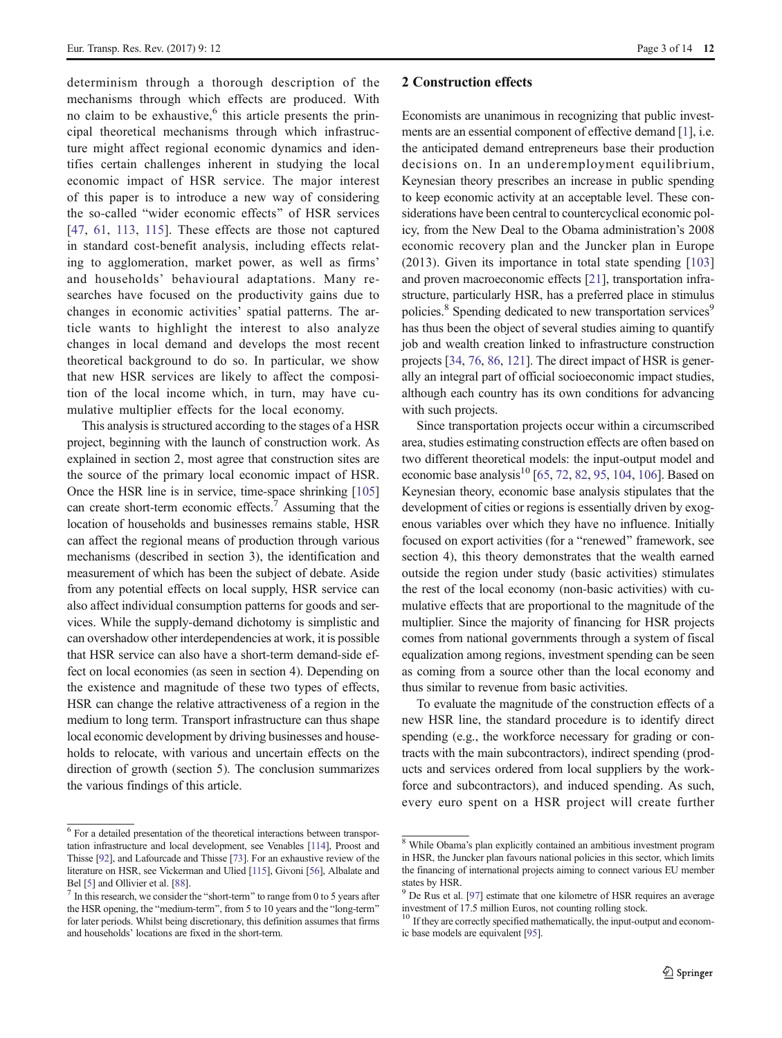determinism through a thorough description of the mechanisms through which effects are produced. With no claim to be exhaustive,[6] this article presents the principal theoretical mechanisms through which infrastructure might affect regional economic dynamics and identifies certain challenges inherent in studying the local economic impact of HSR service. The major interest of this paper is to introduce a new way of considering the so-called "wider economic effects" of HSR services [47, 61, 113, 115]. These effects are those not captured in standard cost-benefit analysis, including effects relating to agglomeration, market power, as well as firms' and households' behavioural adaptations. Many researches have focused on the productivity gains due to changes in economic activities' spatial patterns. The article wants to highlight the interest to also analyze changes in local demand and develops the most recent theoretical background to do so. In particular, we show that new HSR services are likely to affect the composition of the local income which, in turn, may have cumulative multiplier effects for the local economy.

This analysis is structured according to the stages of a HSR project, beginning with the launch of construction work. As explained in section 2, most agree that construction sites are the source of the primary local economic impact of HSR. Once the HSR line is in service, time-space shrinking [105] can create short-term economic effects.[7] Assuming that the location of households and businesses remains stable, HSR can affect the regional means of production through various mechanisms (described in section 3), the identification and measurement of which has been the subject of debate. Aside from any potential effects on local supply, HSR service can also affect individual consumption patterns for goods and services. While the supply-demand dichotomy is simplistic and can overshadow other interdependencies at work, it is possible that HSR service can also have a short-term demand-side effect on local economies (as seen in section 4). Depending on the existence and magnitude of these two types of effects, HSR can change the relative attractiveness of a region in the medium to long term. Transport infrastructure can thus shape local economic development by driving businesses and households to relocate, with various and uncertain effects on the direction of growth (section 5). The conclusion summarizes the various findings of this article.

## 2 Construction effects

Economists are unanimous in recognizing that public investments are an essential component of effective demand [1], i.e. the anticipated demand entrepreneurs base their production decisions on. In an underemployment equilibrium, Keynesian theory prescribes an increase in public spending to keep economic activity at an acceptable level. These considerations have been central to countercyclical economic policy, from the New Deal to the Obama administration's 2008 economic recovery plan and the Juncker plan in Europe (2013). Given its importance in total state spending [103] and proven macroeconomic effects [21], transportation infrastructure, particularly HSR, has a preferred place in stimulus policies.[8] Spending dedicated to new transportation services[9] has thus been the object of several studies aiming to quantify job and wealth creation linked to infrastructure construction projects [34, 76, 86, 121]. The direct impact of HSR is generally an integral part of official socioeconomic impact studies, although each country has its own conditions for advancing with such projects.

Since transportation projects occur within a circumscribed area, studies estimating construction effects are often based on two different theoretical models: the input-output model and economic base analysis[10] [65, 72, 82, 95, 104, 106]. Based on Keynesian theory, economic base analysis stipulates that the development of cities or regions is essentially driven by exogenous variables over which they have no influence. Initially focused on export activities (for a "renewed" framework, see section 4), this theory demonstrates that the wealth earned outside the region under study (basic activities) stimulates the rest of the local economy (non-basic activities) with cumulative effects that are proportional to the magnitude of the multiplier. Since the majority of financing for HSR projects comes from national governments through a system of fiscal equalization among regions, investment spending can be seen as coming from a source other than the local economy and thus similar to revenue from basic activities.

To evaluate the magnitude of the construction effects of a new HSR line, the standard procedure is to identify direct spending (e.g., the workforce necessary for grading or contracts with the main subcontractors), indirect spending (products and services ordered from local suppliers by the workforce and subcontractors), and induced spending. As such, every euro spent on a HSR project will create further

---

[6] For a detailed presentation of the theoretical interactions between transportation infrastructure and local development, see Venables [114], Proost and Thisse [92], and Lafourcade and Thisse [73]. For an exhaustive review of the literature on HSR, see Vickerman and Ulied [115], Givoni [56], Albalate and Bel [5] and Ollivier et al. [88].

[7] In this research, we consider the "short-term" to range from 0 to 5 years after the HSR opening, the "medium-term", from 5 to 10 years and the "long-term" for later periods. Whilst being discretionary, this definition assumes that firms and households' locations are fixed in the short-term.

[8] While Obama's plan explicitly contained an ambitious investment program in HSR, the Juncker plan favours national policies in this sector, which limits the financing of international projects aiming to connect various EU member states by HSR.

[9] De Rus et al. [97] estimate that one kilometre of HSR requires an average investment of 17.5 million Euros, not counting rolling stock.

[10] If they are correctly specified mathematically, the input-output and economic base models are equivalent [95].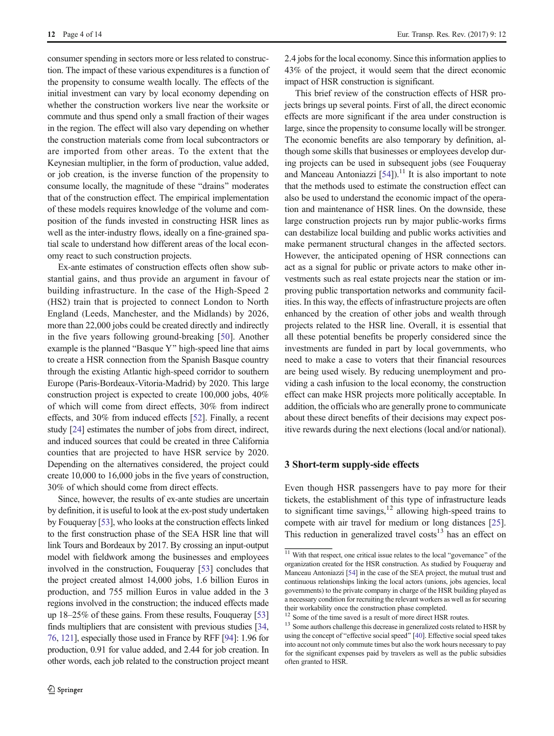consumer spending in sectors more or less related to construction. The impact of these various expenditures is a function of the propensity to consume wealth locally. The effects of the initial investment can vary by local economy depending on whether the construction workers live near the worksite or commute and thus spend only a small fraction of their wages in the region. The effect will also vary depending on whether the construction materials come from local subcontractors or are imported from other areas. To the extent that the Keynesian multiplier, in the form of production, value added, or job creation, is the inverse function of the propensity to consume locally, the magnitude of these "drains" moderates that of the construction effect. The empirical implementation of these models requires knowledge of the volume and composition of the funds invested in constructing HSR lines as well as the inter-industry flows, ideally on a fine-grained spatial scale to understand how different areas of the local economy react to such construction projects.

Ex-ante estimates of construction effects often show substantial gains, and thus provide an argument in favour of building infrastructure. In the case of the High-Speed 2 (HS2) train that is projected to connect London to North England (Leeds, Manchester, and the Midlands) by 2026, more than 22,000 jobs could be created directly and indirectly in the five years following ground-breaking [50]. Another example is the planned "Basque Y" high-speed line that aims to create a HSR connection from the Spanish Basque country through the existing Atlantic high-speed corridor to southern Europe (Paris-Bordeaux-Vitoria-Madrid) by 2020. This large construction project is expected to create 100,000 jobs, 40% of which will come from direct effects, 30% from indirect effects, and 30% from induced effects [52]. Finally, a recent study [24] estimates the number of jobs from direct, indirect, and induced sources that could be created in three California counties that are projected to have HSR service by 2020. Depending on the alternatives considered, the project could create 10,000 to 16,000 jobs in the five years of construction, 30% of which should come from direct effects.

Since, however, the results of ex-ante studies are uncertain by definition, it is useful to look at the ex-post study undertaken by Fouqueray [53], who looks at the construction effects linked to the first construction phase of the SEA HSR line that will link Tours and Bordeaux by 2017. By crossing an input-output model with fieldwork among the businesses and employees involved in the construction, Fouqueray [53] concludes that the project created almost 14,000 jobs, 1.6 billion Euros in production, and 755 million Euros in value added in the 3 regions involved in the construction; the induced effects made up 18–25% of these gains. From these results, Fouqueray [53] finds multipliers that are consistent with previous studies [34, 76, 121], especially those used in France by RFF [94]: 1.96 for production, 0.91 for value added, and 2.44 for job creation. In other words, each job related to the construction project meant 2.4 jobs for the local economy. Since this information applies to 43% of the project, it would seem that the direct economic impact of HSR construction is significant.

This brief review of the construction effects of HSR projects brings up several points. First of all, the direct economic effects are more significant if the area under construction is large, since the propensity to consume locally will be stronger. The economic benefits are also temporary by definition, although some skills that businesses or employees develop during projects can be used in subsequent jobs (see Fouqueray and Manceau Antoniazzi [54]).[11] It is also important to note that the methods used to estimate the construction effect can also be used to understand the economic impact of the operation and maintenance of HSR lines. On the downside, these large construction projects run by major public-works firms can destabilize local building and public works activities and make permanent structural changes in the affected sectors. However, the anticipated opening of HSR connections can act as a signal for public or private actors to make other investments such as real estate projects near the station or improving public transportation networks and community facilities. In this way, the effects of infrastructure projects are often enhanced by the creation of other jobs and wealth through projects related to the HSR line. Overall, it is essential that all these potential benefits be properly considered since the investments are funded in part by local governments, who need to make a case to voters that their financial resources are being used wisely. By reducing unemployment and providing a cash infusion to the local economy, the construction effect can make HSR projects more politically acceptable. In addition, the officials who are generally prone to communicate about these direct benefits of their decisions may expect positive rewards during the next elections (local and/or national).

## 3 Short-term supply-side effects

Even though HSR passengers have to pay more for their tickets, the establishment of this type of infrastructure leads to significant time savings,[12] allowing high-speed trains to compete with air travel for medium or long distances [25]. This reduction in generalized travel costs[13] has an effect on

[11] With that respect, one critical issue relates to the local "governance" of the organization created for the HSR construction. As studied by Fouqueray and Manceau Antoniazzi [54] in the case of the SEA project, the mutual trust and continuous relationships linking the local actors (unions, jobs agencies, local governments) to the private company in charge of the HSR building played as a necessary condition for recruiting the relevant workers as well as for securing their workability once the construction phase completed.

[12] Some of the time saved is a result of more direct HSR routes.

[13] Some authors challenge this decrease in generalized costs related to HSR by using the concept of "effective social speed" [40]. Effective social speed takes into account not only commute times but also the work hours necessary to pay for the significant expenses paid by travelers as well as the public subsidies often granted to HSR.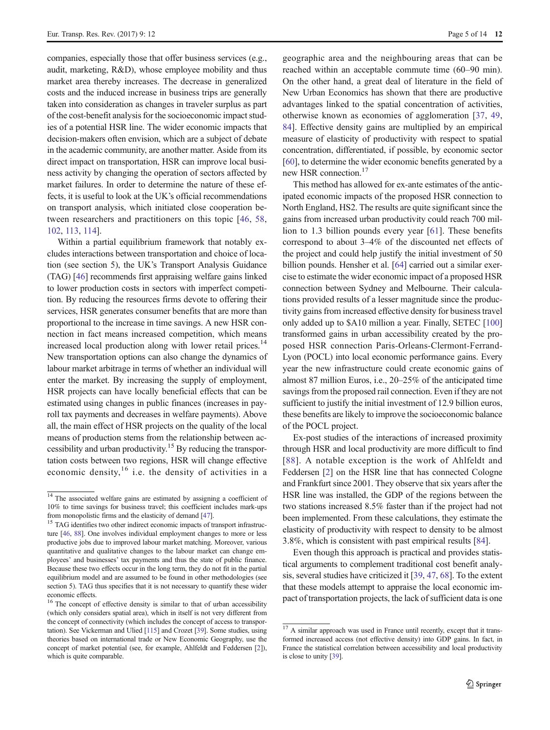companies, especially those that offer business services (e.g., audit, marketing, R&D), whose employee mobility and thus market area thereby increases. The decrease in generalized costs and the induced increase in business trips are generally taken into consideration as changes in traveler surplus as part of the cost-benefit analysis for the socioeconomic impact studies of a potential HSR line. The wider economic impacts that decision-makers often envision, which are a subject of debate in the academic community, are another matter. Aside from its direct impact on transportation, HSR can improve local business activity by changing the operation of sectors affected by market failures. In order to determine the nature of these effects, it is useful to look at the UK's official recommendations on transport analysis, which initiated close cooperation between researchers and practitioners on this topic [46, 58, 102, 113, 114].

Within a partial equilibrium framework that notably excludes interactions between transportation and choice of location (see section 5), the UK's Transport Analysis Guidance (TAG) [46] recommends first appraising welfare gains linked to lower production costs in sectors with imperfect competition. By reducing the resources firms devote to offering their services, HSR generates consumer benefits that are more than proportional to the increase in time savings. A new HSR connection in fact means increased competition, which means increased local production along with lower retail prices.[14] New transportation options can also change the dynamics of labour market arbitrage in terms of whether an individual will enter the market. By increasing the supply of employment, HSR projects can have locally beneficial effects that can be estimated using changes in public finances (increases in payroll tax payments and decreases in welfare payments). Above all, the main effect of HSR projects on the quality of the local means of production stems from the relationship between accessibility and urban productivity.[15] By reducing the transportation costs between two regions, HSR will change effective economic density,[16] i.e. the density of activities in a geographic area and the neighbouring areas that can be reached within an acceptable commute time (60–90 min). On the other hand, a great deal of literature in the field of New Urban Economics has shown that there are productive advantages linked to the spatial concentration of activities, otherwise known as economies of agglomeration [37, 49, 84]. Effective density gains are multiplied by an empirical measure of elasticity of productivity with respect to spatial concentration, differentiated, if possible, by economic sector [60], to determine the wider economic benefits generated by a new HSR connection.[17]

This method has allowed for ex-ante estimates of the anticipated economic impacts of the proposed HSR connection to North England, HS2. The results are quite significant since the gains from increased urban productivity could reach 700 million to 1.3 billion pounds every year [61]. These benefits correspond to about 3–4% of the discounted net effects of the project and could help justify the initial investment of 50 billion pounds. Hensher et al. [64] carried out a similar exercise to estimate the wider economic impact of a proposed HSR connection between Sydney and Melbourne. Their calculations provided results of a lesser magnitude since the productivity gains from increased effective density for business travel only added up to $A10 million a year. Finally, SETEC [100] transformed gains in urban accessibility created by the proposed HSR connection Paris-Orleans-Clermont-Ferrand-Lyon (POCL) into local economic performance gains. Every year the new infrastructure could create economic gains of almost 87 million Euros, i.e., 20–25% of the anticipated time savings from the proposed rail connection. Even if they are not sufficient to justify the initial investment of 12.9 billion euros, these benefits are likely to improve the socioeconomic balance of the POCL project.

Ex-post studies of the interactions of increased proximity through HSR and local productivity are more difficult to find [88]. A notable exception is the work of Ahlfeldt and Feddersen [2] on the HSR line that has connected Cologne and Frankfurt since 2001. They observe that six years after the HSR line was installed, the GDP of the regions between the two stations increased 8.5% faster than if the project had not been implemented. From these calculations, they estimate the elasticity of productivity with respect to density to be almost 3.8%, which is consistent with past empirical results [84].

Even though this approach is practical and provides statistical arguments to complement traditional cost benefit analysis, several studies have criticized it [39, 47, 68]. To the extent that these models attempt to appraise the local economic impact of transportation projects, the lack of sufficient data is one

---

[14] The associated welfare gains are estimated by assigning a coefficient of 10% to time savings for business travel; this coefficient includes mark-ups from monopolistic firms and the elasticity of demand [47].

[15] TAG identifies two other indirect economic impacts of transport infrastructure [46, 88]. One involves individual employment changes to more or less productive jobs due to improved labour market matching. Moreover, various quantitative and qualitative changes to the labour market can change employees' and businesses' tax payments and thus the state of public finance. Because these two effects occur in the long term, they do not fit in the partial equilibrium model and are assumed to be found in other methodologies (see section 5). TAG thus specifies that it is not necessary to quantify these wider economic effects.

[16] The concept of effective density is similar to that of urban accessibility (which only considers spatial area), which in itself is not very different from the concept of connectivity (which includes the concept of access to transportation). See Vickerman and Ulied [115] and Crozet [39]. Some studies, using theories based on international trade or New Economic Geography, use the concept of market potential (see, for example, Ahlfeldt and Feddersen [2]), which is quite comparable.

[17] A similar approach was used in France until recently, except that it transformed increased access (not effective density) into GDP gains. In fact, in France the statistical correlation between accessibility and local productivity is close to unity [39].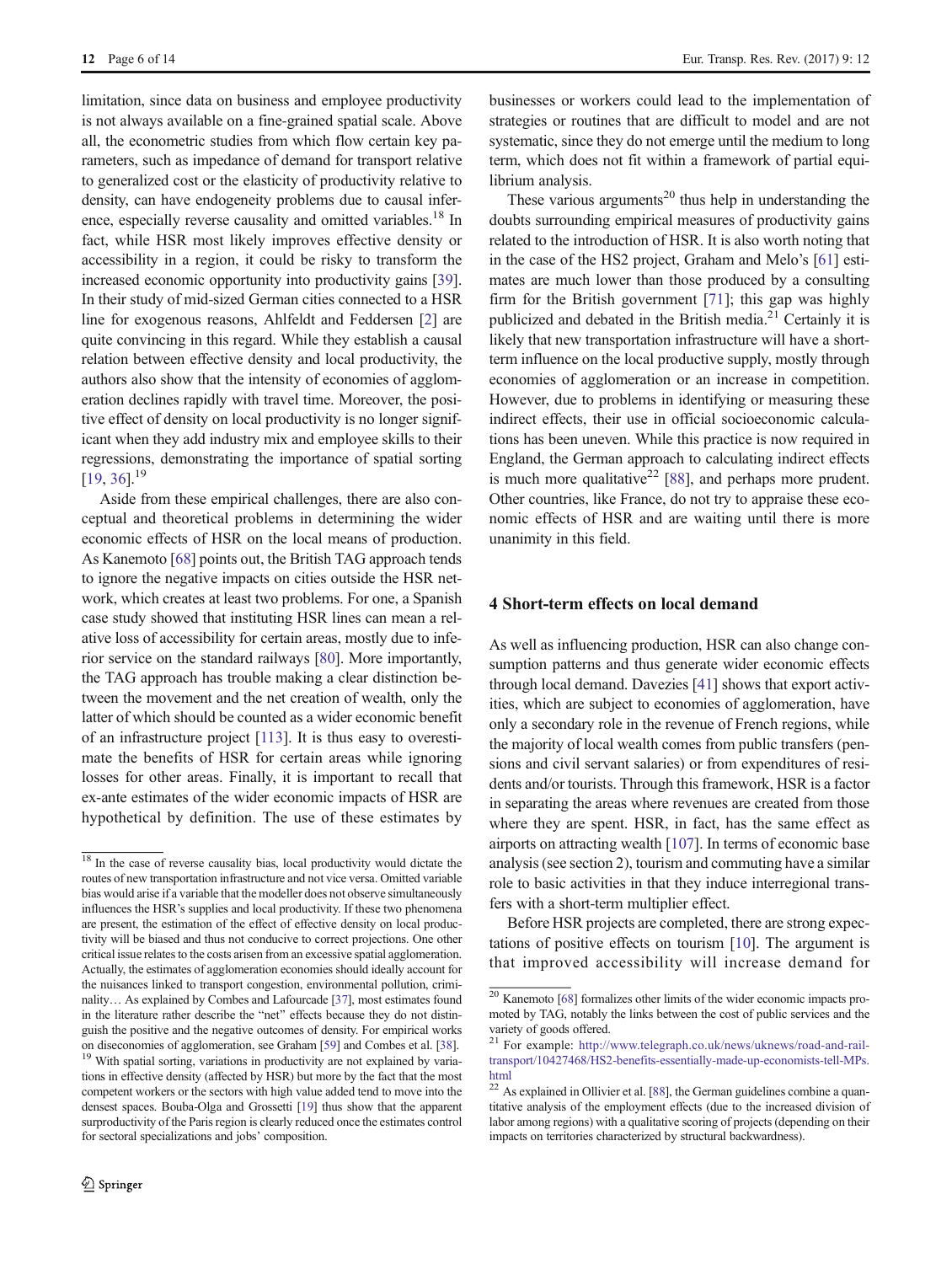limitation, since data on business and employee productivity is not always available on a fine-grained spatial scale. Above all, the econometric studies from which flow certain key parameters, such as impedance of demand for transport relative to generalized cost or the elasticity of productivity relative to density, can have endogeneity problems due to causal inference, especially reverse causality and omitted variables.[18] In fact, while HSR most likely improves effective density or accessibility in a region, it could be risky to transform the increased economic opportunity into productivity gains [39]. In their study of mid-sized German cities connected to a HSR line for exogenous reasons, Ahlfeldt and Feddersen [2] are quite convincing in this regard. While they establish a causal relation between effective density and local productivity, the authors also show that the intensity of economies of agglomeration declines rapidly with travel time. Moreover, the positive effect of density on local productivity is no longer significant when they add industry mix and employee skills to their regressions, demonstrating the importance of spatial sorting [19, 36].[19]

Aside from these empirical challenges, there are also conceptual and theoretical problems in determining the wider economic effects of HSR on the local means of production. As Kanemoto [68] points out, the British TAG approach tends to ignore the negative impacts on cities outside the HSR network, which creates at least two problems. For one, a Spanish case study showed that instituting HSR lines can mean a relative loss of accessibility for certain areas, mostly due to inferior service on the standard railways [80]. More importantly, the TAG approach has trouble making a clear distinction between the movement and the net creation of wealth, only the latter of which should be counted as a wider economic benefit of an infrastructure project [113]. It is thus easy to overestimate the benefits of HSR for certain areas while ignoring losses for other areas. Finally, it is important to recall that ex-ante estimates of the wider economic impacts of HSR are hypothetical by definition. The use of these estimates by businesses or workers could lead to the implementation of strategies or routines that are difficult to model and are not systematic, since they do not emerge until the medium to long term, which does not fit within a framework of partial equilibrium analysis.

These various arguments[20] thus help in understanding the doubts surrounding empirical measures of productivity gains related to the introduction of HSR. It is also worth noting that in the case of the HS2 project, Graham and Melo's [61] estimates are much lower than those produced by a consulting firm for the British government [71]; this gap was highly publicized and debated in the British media.[21] Certainly it is likely that new transportation infrastructure will have a short-term influence on the local productive supply, mostly through economies of agglomeration or an increase in competition. However, due to problems in identifying or measuring these indirect effects, their use in official socioeconomic calculations has been uneven. While this practice is now required in England, the German approach to calculating indirect effects is much more qualitative[22] [88], and perhaps more prudent. Other countries, like France, do not try to appraise these economic effects of HSR and are waiting until there is more unanimity in this field.

## 4 Short-term effects on local demand

As well as influencing production, HSR can also change consumption patterns and thus generate wider economic effects through local demand. Davezies [41] shows that export activities, which are subject to economies of agglomeration, have only a secondary role in the revenue of French regions, while the majority of local wealth comes from public transfers (pensions and civil servant salaries) or from expenditures of residents and/or tourists. Through this framework, HSR is a factor in separating the areas where revenues are created from those where they are spent. HSR, in fact, has the same effect as airports on attracting wealth [107]. In terms of economic base analysis (see section 2), tourism and commuting have a similar role to basic activities in that they induce interregional transfers with a short-term multiplier effect.

Before HSR projects are completed, there are strong expectations of positive effects on tourism [10]. The argument is that improved accessibility will increase demand for

---

[18] In the case of reverse causality bias, local productivity would dictate the routes of new transportation infrastructure and not vice versa. Omitted variable bias would arise if a variable that the modeller does not observe simultaneously influences the HSR's supplies and local productivity. If these two phenomena are present, the estimation of the effect of effective density on local productivity will be biased and thus not conducive to correct projections. One other critical issue relates to the costs arisen from an excessive spatial agglomeration. Actually, the estimates of agglomeration economies should ideally account for the nuisances linked to transport congestion, environmental pollution, criminality… As explained by Combes and Lafourcade [37], most estimates found in the literature rather describe the "net" effects because they do not distinguish the positive and the negative outcomes of density. For empirical works on diseconomies of agglomeration, see Graham [59] and Combes et al. [38].

[19] With spatial sorting, variations in productivity are not explained by variations in effective density (affected by HSR) but more by the fact that the most competent workers or the sectors with high value added tend to move into the densest spaces. Bouba-Olga and Grossetti [19] thus show that the apparent surproductivity of the Paris region is clearly reduced once the estimates control for sectoral specializations and jobs' composition.

[20] Kanemoto [68] formalizes other limits of the wider economic impacts promoted by TAG, notably the links between the cost of public services and the variety of goods offered.

[21] For example: http://www.telegraph.co.uk/news/uknews/road-and-rail-transport/10427468/HS2-benefits-essentially-made-up-economists-tell-MPs.html

[22] As explained in Ollivier et al. [88], the German guidelines combine a quantitative analysis of the employment effects (due to the increased division of labor among regions) with a qualitative scoring of projects (depending on their impacts on territories characterized by structural backwardness).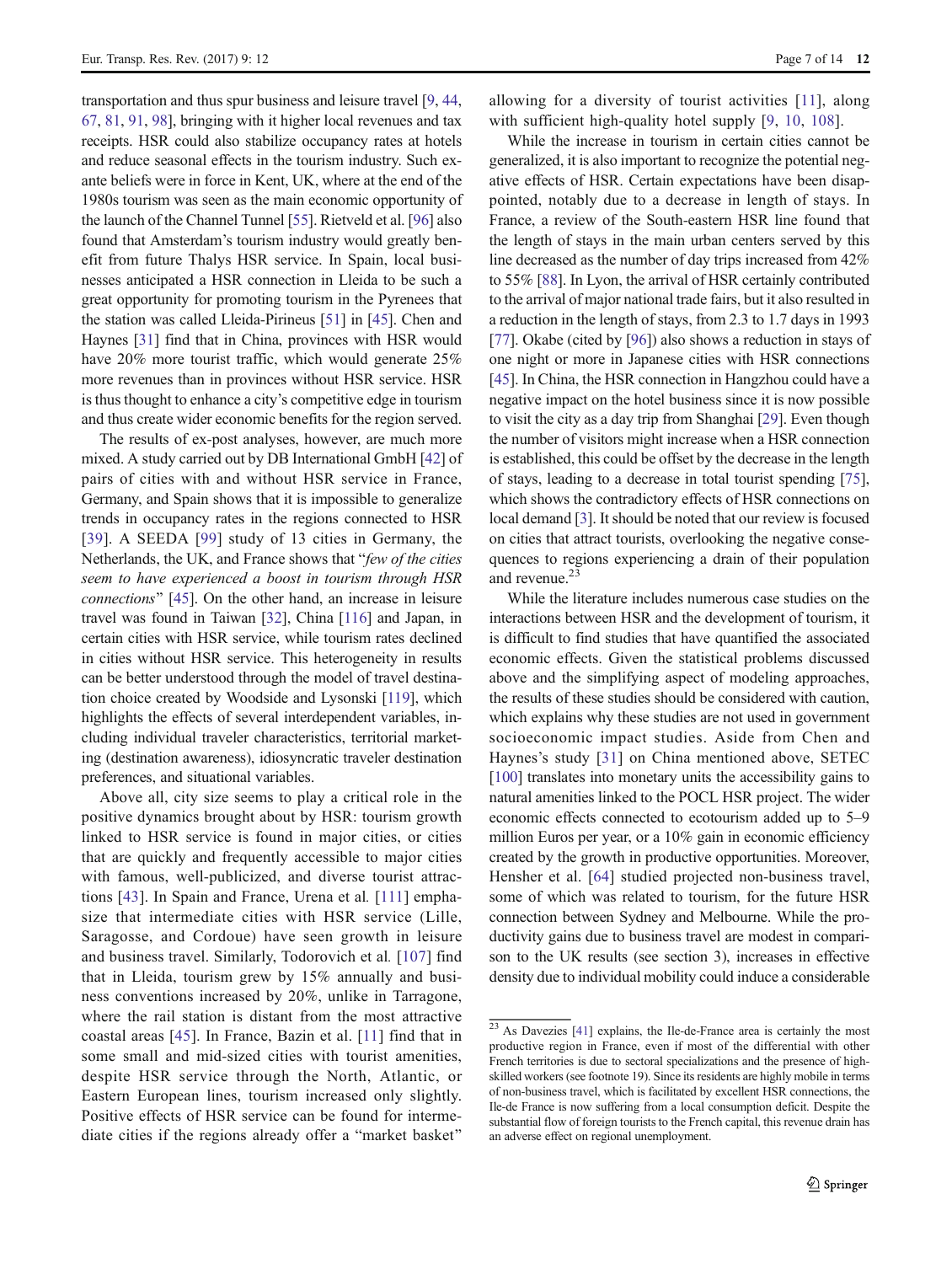transportation and thus spur business and leisure travel [9, 44, 67, 81, 91, 98], bringing with it higher local revenues and tax receipts. HSR could also stabilize occupancy rates at hotels and reduce seasonal effects in the tourism industry. Such ex-ante beliefs were in force in Kent, UK, where at the end of the 1980s tourism was seen as the main economic opportunity of the launch of the Channel Tunnel [55]. Rietveld et al. [96] also found that Amsterdam's tourism industry would greatly benefit from future Thalys HSR service. In Spain, local businesses anticipated a HSR connection in Lleida to be such a great opportunity for promoting tourism in the Pyrenees that the station was called Lleida-Pirineus [51] in [45]. Chen and Haynes [31] find that in China, provinces with HSR would have 20% more tourist traffic, which would generate 25% more revenues than in provinces without HSR service. HSR is thus thought to enhance a city's competitive edge in tourism and thus create wider economic benefits for the region served.

The results of ex-post analyses, however, are much more mixed. A study carried out by DB International GmbH [42] of pairs of cities with and without HSR service in France, Germany, and Spain shows that it is impossible to generalize trends in occupancy rates in the regions connected to HSR [39]. A SEEDA [99] study of 13 cities in Germany, the Netherlands, the UK, and France shows that "*few of the cities seem to have experienced a boost in tourism through HSR connections*" [45]. On the other hand, an increase in leisure travel was found in Taiwan [32], China [116] and Japan, in certain cities with HSR service, while tourism rates declined in cities without HSR service. This heterogeneity in results can be better understood through the model of travel destination choice created by Woodside and Lysonski [119], which highlights the effects of several interdependent variables, including individual traveler characteristics, territorial marketing (destination awareness), idiosyncratic traveler destination preferences, and situational variables.

Above all, city size seems to play a critical role in the positive dynamics brought about by HSR: tourism growth linked to HSR service is found in major cities, or cities that are quickly and frequently accessible to major cities with famous, well-publicized, and diverse tourist attractions [43]. In Spain and France, Urena et al. [111] emphasize that intermediate cities with HSR service (Lille, Saragosse, and Cordoue) have seen growth in leisure and business travel. Similarly, Todorovich et al. [107] find that in Lleida, tourism grew by 15% annually and business conventions increased by 20%, unlike in Tarragone, where the rail station is distant from the most attractive coastal areas [45]. In France, Bazin et al. [11] find that in some small and mid-sized cities with tourist amenities, despite HSR service through the North, Atlantic, or Eastern European lines, tourism increased only slightly. Positive effects of HSR service can be found for intermediate cities if the regions already offer a "market basket" allowing for a diversity of tourist activities [11], along with sufficient high-quality hotel supply [9, 10, 108].

While the increase in tourism in certain cities cannot be generalized, it is also important to recognize the potential negative effects of HSR. Certain expectations have been disappointed, notably due to a decrease in length of stays. In France, a review of the South-eastern HSR line found that the length of stays in the main urban centers served by this line decreased as the number of day trips increased from 42% to 55% [88]. In Lyon, the arrival of HSR certainly contributed to the arrival of major national trade fairs, but it also resulted in a reduction in the length of stays, from 2.3 to 1.7 days in 1993 [77]. Okabe (cited by [96]) also shows a reduction in stays of one night or more in Japanese cities with HSR connections [45]. In China, the HSR connection in Hangzhou could have a negative impact on the hotel business since it is now possible to visit the city as a day trip from Shanghai [29]. Even though the number of visitors might increase when a HSR connection is established, this could be offset by the decrease in the length of stays, leading to a decrease in total tourist spending [75], which shows the contradictory effects of HSR connections on local demand [3]. It should be noted that our review is focused on cities that attract tourists, overlooking the negative consequences to regions experiencing a drain of their population and revenue.[23]

While the literature includes numerous case studies on the interactions between HSR and the development of tourism, it is difficult to find studies that have quantified the associated economic effects. Given the statistical problems discussed above and the simplifying aspect of modeling approaches, the results of these studies should be considered with caution, which explains why these studies are not used in government socioeconomic impact studies. Aside from Chen and Haynes's study [31] on China mentioned above, SETEC [100] translates into monetary units the accessibility gains to natural amenities linked to the POCL HSR project. The wider economic effects connected to ecotourism added up to 5–9 million Euros per year, or a 10% gain in economic efficiency created by the growth in productive opportunities. Moreover, Hensher et al. [64] studied projected non-business travel, some of which was related to tourism, for the future HSR connection between Sydney and Melbourne. While the productivity gains due to business travel are modest in comparison to the UK results (see section 3), increases in effective density due to individual mobility could induce a considerable

[23] As Davezies [41] explains, the Ile-de-France area is certainly the most productive region in France, even if most of the differential with other French territories is due to sectoral specializations and the presence of high-skilled workers (see footnote 19). Since its residents are highly mobile in terms of non-business travel, which is facilitated by excellent HSR connections, the Ile-de France is now suffering from a local consumption deficit. Despite the substantial flow of foreign tourists to the French capital, this revenue drain has an adverse effect on regional unemployment.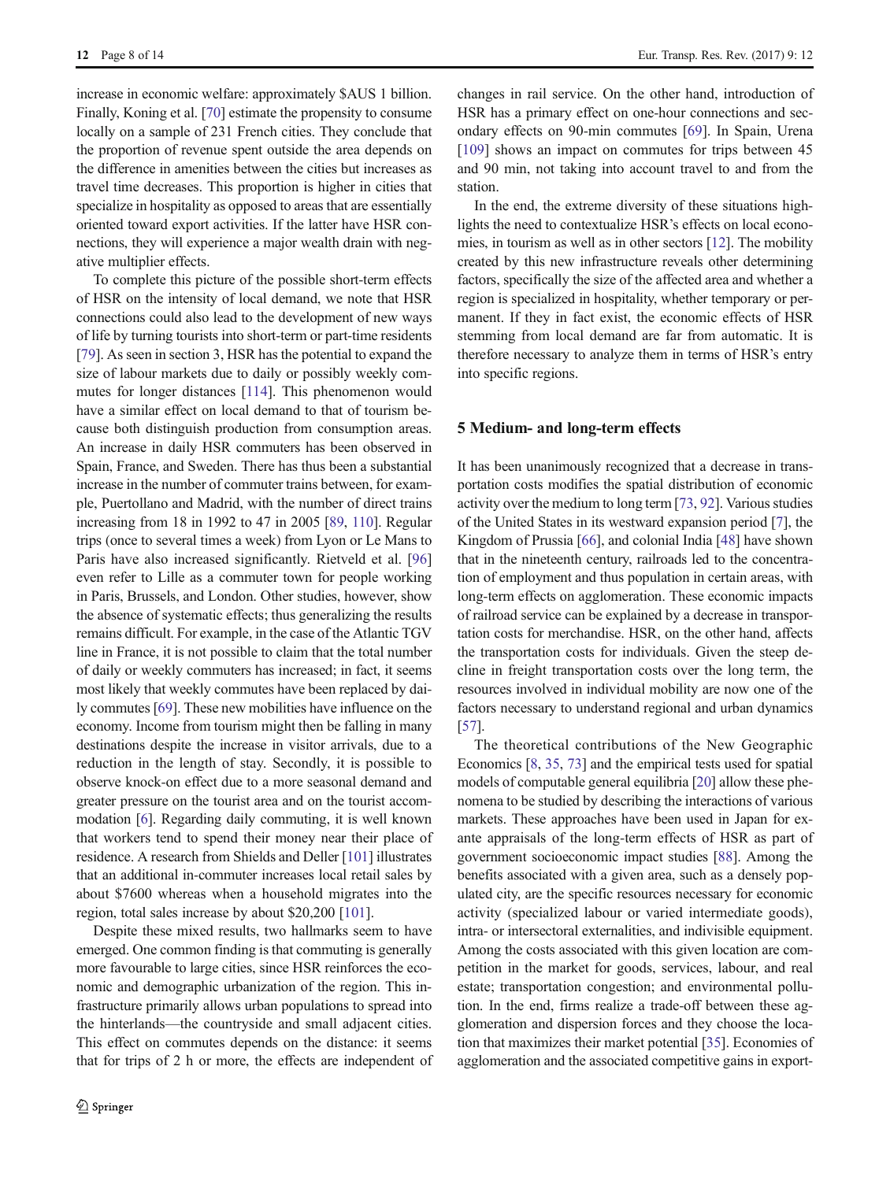increase in economic welfare: approximately $AUS 1 billion. Finally, Koning et al. [70] estimate the propensity to consume locally on a sample of 231 French cities. They conclude that the proportion of revenue spent outside the area depends on the difference in amenities between the cities but increases as travel time decreases. This proportion is higher in cities that specialize in hospitality as opposed to areas that are essentially oriented toward export activities. If the latter have HSR connections, they will experience a major wealth drain with negative multiplier effects.

To complete this picture of the possible short-term effects of HSR on the intensity of local demand, we note that HSR connections could also lead to the development of new ways of life by turning tourists into short-term or part-time residents [79]. As seen in section 3, HSR has the potential to expand the size of labour markets due to daily or possibly weekly commutes for longer distances [114]. This phenomenon would have a similar effect on local demand to that of tourism because both distinguish production from consumption areas. An increase in daily HSR commuters has been observed in Spain, France, and Sweden. There has thus been a substantial increase in the number of commuter trains between, for example, Puertollano and Madrid, with the number of direct trains increasing from 18 in 1992 to 47 in 2005 [89, 110]. Regular trips (once to several times a week) from Lyon or Le Mans to Paris have also increased significantly. Rietveld et al. [96] even refer to Lille as a commuter town for people working in Paris, Brussels, and London. Other studies, however, show the absence of systematic effects; thus generalizing the results remains difficult. For example, in the case of the Atlantic TGV line in France, it is not possible to claim that the total number of daily or weekly commuters has increased; in fact, it seems most likely that weekly commutes have been replaced by daily commutes [69]. These new mobilities have influence on the economy. Income from tourism might then be falling in many destinations despite the increase in visitor arrivals, due to a reduction in the length of stay. Secondly, it is possible to observe knock-on effect due to a more seasonal demand and greater pressure on the tourist area and on the tourist accommodation [6]. Regarding daily commuting, it is well known that workers tend to spend their money near their place of residence. A research from Shields and Deller [101] illustrates that an additional in-commuter increases local retail sales by about $7600 whereas when a household migrates into the region, total sales increase by about $20,200 [101].

Despite these mixed results, two hallmarks seem to have emerged. One common finding is that commuting is generally more favourable to large cities, since HSR reinforces the economic and demographic urbanization of the region. This infrastructure primarily allows urban populations to spread into the hinterlands—the countryside and small adjacent cities. This effect on commutes depends on the distance: it seems that for trips of 2 h or more, the effects are independent of changes in rail service. On the other hand, introduction of HSR has a primary effect on one-hour connections and secondary effects on 90-min commutes [69]. In Spain, Urena [109] shows an impact on commutes for trips between 45 and 90 min, not taking into account travel to and from the station.

In the end, the extreme diversity of these situations highlights the need to contextualize HSR's effects on local economies, in tourism as well as in other sectors [12]. The mobility created by this new infrastructure reveals other determining factors, specifically the size of the affected area and whether a region is specialized in hospitality, whether temporary or permanent. If they in fact exist, the economic effects of HSR stemming from local demand are far from automatic. It is therefore necessary to analyze them in terms of HSR's entry into specific regions.

## 5 Medium- and long-term effects

It has been unanimously recognized that a decrease in transportation costs modifies the spatial distribution of economic activity over the medium to long term [73, 92]. Various studies of the United States in its westward expansion period [7], the Kingdom of Prussia [66], and colonial India [48] have shown that in the nineteenth century, railroads led to the concentration of employment and thus population in certain areas, with long-term effects on agglomeration. These economic impacts of railroad service can be explained by a decrease in transportation costs for merchandise. HSR, on the other hand, affects the transportation costs for individuals. Given the steep decline in freight transportation costs over the long term, the resources involved in individual mobility are now one of the factors necessary to understand regional and urban dynamics [57].

The theoretical contributions of the New Geographic Economics [8, 35, 73] and the empirical tests used for spatial models of computable general equilibria [20] allow these phenomena to be studied by describing the interactions of various markets. These approaches have been used in Japan for ex-ante appraisals of the long-term effects of HSR as part of government socioeconomic impact studies [88]. Among the benefits associated with a given area, such as a densely populated city, are the specific resources necessary for economic activity (specialized labour or varied intermediate goods), intra- or intersectoral externalities, and indivisible equipment. Among the costs associated with this given location are competition in the market for goods, services, labour, and real estate; transportation congestion; and environmental pollution. In the end, firms realize a trade-off between these agglomeration and dispersion forces and they choose the location that maximizes their market potential [35]. Economies of agglomeration and the associated competitive gains in export-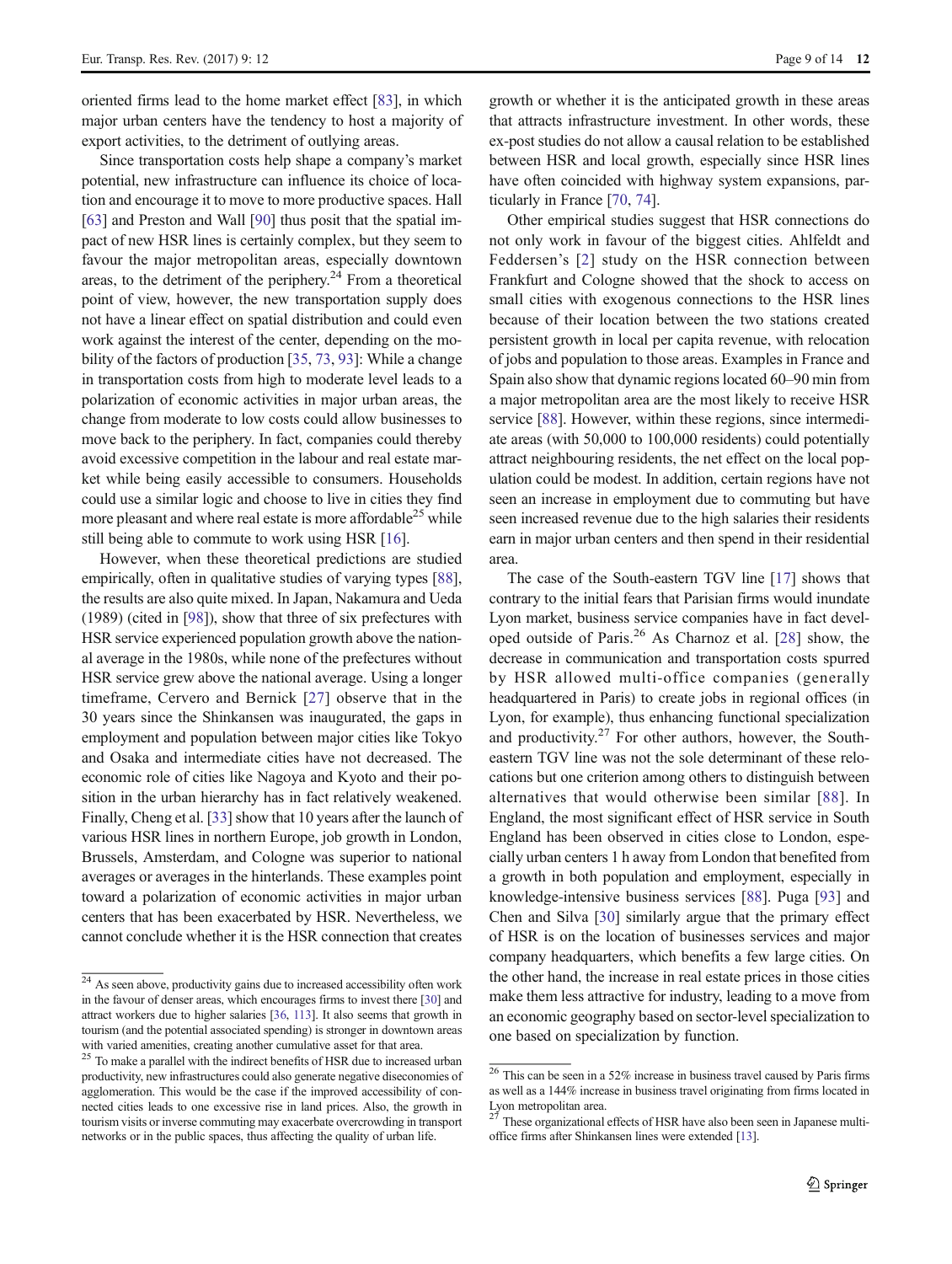oriented firms lead to the home market effect [83], in which major urban centers have the tendency to host a majority of export activities, to the detriment of outlying areas.

Since transportation costs help shape a company's market potential, new infrastructure can influence its choice of location and encourage it to move to more productive spaces. Hall [63] and Preston and Wall [90] thus posit that the spatial impact of new HSR lines is certainly complex, but they seem to favour the major metropolitan areas, especially downtown areas, to the detriment of the periphery.[24] From a theoretical point of view, however, the new transportation supply does not have a linear effect on spatial distribution and could even work against the interest of the center, depending on the mobility of the factors of production [35, 73, 93]: While a change in transportation costs from high to moderate level leads to a polarization of economic activities in major urban areas, the change from moderate to low costs could allow businesses to move back to the periphery. In fact, companies could thereby avoid excessive competition in the labour and real estate market while being easily accessible to consumers. Households could use a similar logic and choose to live in cities they find more pleasant and where real estate is more affordable[25] while still being able to commute to work using HSR [16].

However, when these theoretical predictions are studied empirically, often in qualitative studies of varying types [88], the results are also quite mixed. In Japan, Nakamura and Ueda (1989) (cited in [98]), show that three of six prefectures with HSR service experienced population growth above the national average in the 1980s, while none of the prefectures without HSR service grew above the national average. Using a longer timeframe, Cervero and Bernick [27] observe that in the 30 years since the Shinkansen was inaugurated, the gaps in employment and population between major cities like Tokyo and Osaka and intermediate cities have not decreased. The economic role of cities like Nagoya and Kyoto and their position in the urban hierarchy has in fact relatively weakened. Finally, Cheng et al. [33] show that 10 years after the launch of various HSR lines in northern Europe, job growth in London, Brussels, Amsterdam, and Cologne was superior to national averages or averages in the hinterlands. These examples point toward a polarization of economic activities in major urban centers that has been exacerbated by HSR. Nevertheless, we cannot conclude whether it is the HSR connection that creates growth or whether it is the anticipated growth in these areas that attracts infrastructure investment. In other words, these ex-post studies do not allow a causal relation to be established between HSR and local growth, especially since HSR lines have often coincided with highway system expansions, particularly in France [70, 74].

Other empirical studies suggest that HSR connections do not only work in favour of the biggest cities. Ahlfeldt and Feddersen's [2] study on the HSR connection between Frankfurt and Cologne showed that the shock to access on small cities with exogenous connections to the HSR lines because of their location between the two stations created persistent growth in local per capita revenue, with relocation of jobs and population to those areas. Examples in France and Spain also show that dynamic regions located 60–90 min from a major metropolitan area are the most likely to receive HSR service [88]. However, within these regions, since intermediate areas (with 50,000 to 100,000 residents) could potentially attract neighbouring residents, the net effect on the local population could be modest. In addition, certain regions have not seen an increase in employment due to commuting but have seen increased revenue due to the high salaries their residents earn in major urban centers and then spend in their residential area.

The case of the South-eastern TGV line [17] shows that contrary to the initial fears that Parisian firms would inundate Lyon market, business service companies have in fact developed outside of Paris.[26] As Charnoz et al. [28] show, the decrease in communication and transportation costs spurred by HSR allowed multi-office companies (generally headquartered in Paris) to create jobs in regional offices (in Lyon, for example), thus enhancing functional specialization and productivity.[27] For other authors, however, the South-eastern TGV line was not the sole determinant of these relocations but one criterion among others to distinguish between alternatives that would otherwise been similar [88]. In England, the most significant effect of HSR service in South England has been observed in cities close to London, especially urban centers 1 h away from London that benefited from a growth in both population and employment, especially in knowledge-intensive business services [88]. Puga [93] and Chen and Silva [30] similarly argue that the primary effect of HSR is on the location of businesses services and major company headquarters, which benefits a few large cities. On the other hand, the increase in real estate prices in those cities make them less attractive for industry, leading to a move from an economic geography based on sector-level specialization to one based on specialization by function.

---

[24] As seen above, productivity gains due to increased accessibility often work in the favour of denser areas, which encourages firms to invest there [30] and attract workers due to higher salaries [36, 113]. It also seems that growth in tourism (and the potential associated spending) is stronger in downtown areas with varied amenities, creating another cumulative asset for that area.

[25] To make a parallel with the indirect benefits of HSR due to increased urban productivity, new infrastructures could also generate negative diseconomies of agglomeration. This would be the case if the improved accessibility of connected cities leads to one excessive rise in land prices. Also, the growth in tourism visits or inverse commuting may exacerbate overcrowding in transport networks or in the public spaces, thus affecting the quality of urban life.

[26] This can be seen in a 52% increase in business travel caused by Paris firms as well as a 144% increase in business travel originating from firms located in Lyon metropolitan area.

[27] These organizational effects of HSR have also been seen in Japanese multi-office firms after Shinkansen lines were extended [13].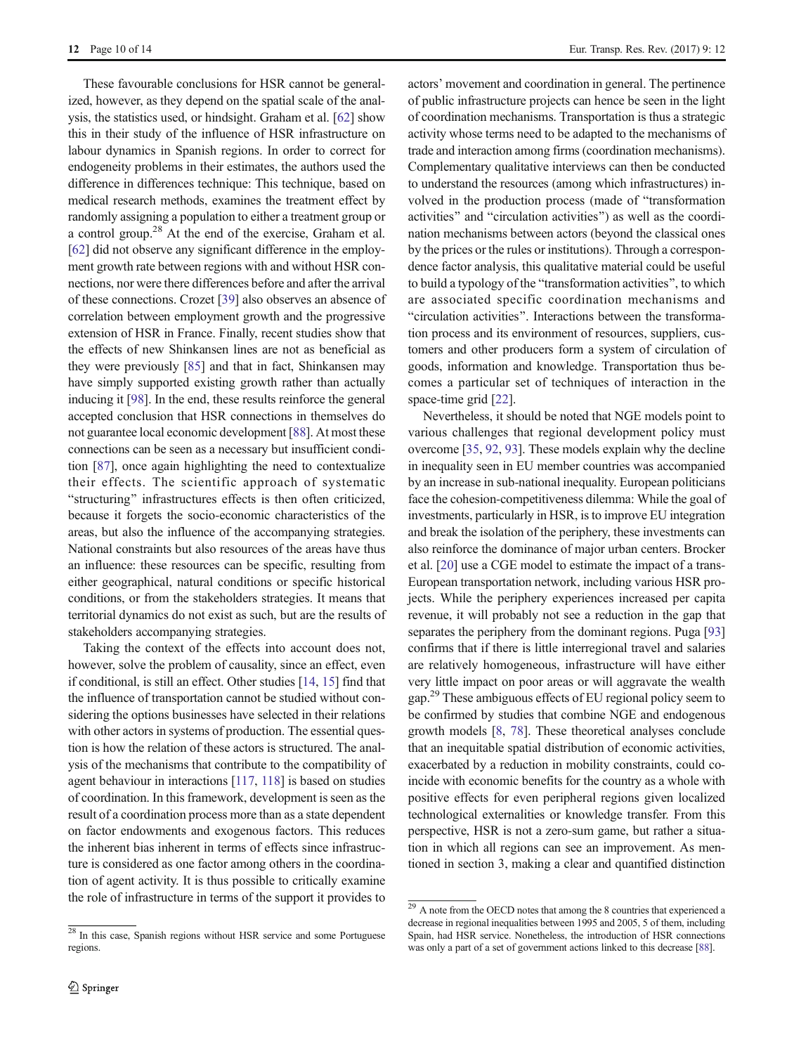These favourable conclusions for HSR cannot be generalized, however, as they depend on the spatial scale of the analysis, the statistics used, or hindsight. Graham et al. [62] show this in their study of the influence of HSR infrastructure on labour dynamics in Spanish regions. In order to correct for endogeneity problems in their estimates, the authors used the difference in differences technique: This technique, based on medical research methods, examines the treatment effect by randomly assigning a population to either a treatment group or a control group.[28] At the end of the exercise, Graham et al. [62] did not observe any significant difference in the employment growth rate between regions with and without HSR connections, nor were there differences before and after the arrival of these connections. Crozet [39] also observes an absence of correlation between employment growth and the progressive extension of HSR in France. Finally, recent studies show that the effects of new Shinkansen lines are not as beneficial as they were previously [85] and that in fact, Shinkansen may have simply supported existing growth rather than actually inducing it [98]. In the end, these results reinforce the general accepted conclusion that HSR connections in themselves do not guarantee local economic development [88]. At most these connections can be seen as a necessary but insufficient condition [87], once again highlighting the need to contextualize their effects. The scientific approach of systematic "structuring" infrastructures effects is then often criticized, because it forgets the socio-economic characteristics of the areas, but also the influence of the accompanying strategies. National constraints but also resources of the areas have thus an influence: these resources can be specific, resulting from either geographical, natural conditions or specific historical conditions, or from the stakeholders strategies. It means that territorial dynamics do not exist as such, but are the results of stakeholders accompanying strategies.

Taking the context of the effects into account does not, however, solve the problem of causality, since an effect, even if conditional, is still an effect. Other studies [14, 15] find that the influence of transportation cannot be studied without considering the options businesses have selected in their relations with other actors in systems of production. The essential question is how the relation of these actors is structured. The analysis of the mechanisms that contribute to the compatibility of agent behaviour in interactions [117, 118] is based on studies of coordination. In this framework, development is seen as the result of a coordination process more than as a state dependent on factor endowments and exogenous factors. This reduces the inherent bias inherent in terms of effects since infrastructure is considered as one factor among others in the coordination of agent activity. It is thus possible to critically examine the role of infrastructure in terms of the support it provides to actors' movement and coordination in general. The pertinence of public infrastructure projects can hence be seen in the light of coordination mechanisms. Transportation is thus a strategic activity whose terms need to be adapted to the mechanisms of trade and interaction among firms (coordination mechanisms). Complementary qualitative interviews can then be conducted to understand the resources (among which infrastructures) involved in the production process (made of "transformation activities" and "circulation activities") as well as the coordination mechanisms between actors (beyond the classical ones by the prices or the rules or institutions). Through a correspondence factor analysis, this qualitative material could be useful to build a typology of the "transformation activities", to which are associated specific coordination mechanisms and "circulation activities". Interactions between the transformation process and its environment of resources, suppliers, customers and other producers form a system of circulation of goods, information and knowledge. Transportation thus becomes a particular set of techniques of interaction in the space-time grid [22].

Nevertheless, it should be noted that NGE models point to various challenges that regional development policy must overcome [35, 92, 93]. These models explain why the decline in inequality seen in EU member countries was accompanied by an increase in sub-national inequality. European politicians face the cohesion-competitiveness dilemma: While the goal of investments, particularly in HSR, is to improve EU integration and break the isolation of the periphery, these investments can also reinforce the dominance of major urban centers. Brocker et al. [20] use a CGE model to estimate the impact of a trans-European transportation network, including various HSR projects. While the periphery experiences increased per capita revenue, it will probably not see a reduction in the gap that separates the periphery from the dominant regions. Puga [93] confirms that if there is little interregional travel and salaries are relatively homogeneous, infrastructure will have either very little impact on poor areas or will aggravate the wealth gap.[29] These ambiguous effects of EU regional policy seem to be confirmed by studies that combine NGE and endogenous growth models [8, 78]. These theoretical analyses conclude that an inequitable spatial distribution of economic activities, exacerbated by a reduction in mobility constraints, could coincide with economic benefits for the country as a whole with positive effects for even peripheral regions given localized technological externalities or knowledge transfer. From this perspective, HSR is not a zero-sum game, but rather a situation in which all regions can see an improvement. As mentioned in section 3, making a clear and quantified distinction

[28] In this case, Spanish regions without HSR service and some Portuguese regions.

[29] A note from the OECD notes that among the 8 countries that experienced a decrease in regional inequalities between 1995 and 2005, 5 of them, including Spain, had HSR service. Nonetheless, the introduction of HSR connections was only a part of a set of government actions linked to this decrease [88].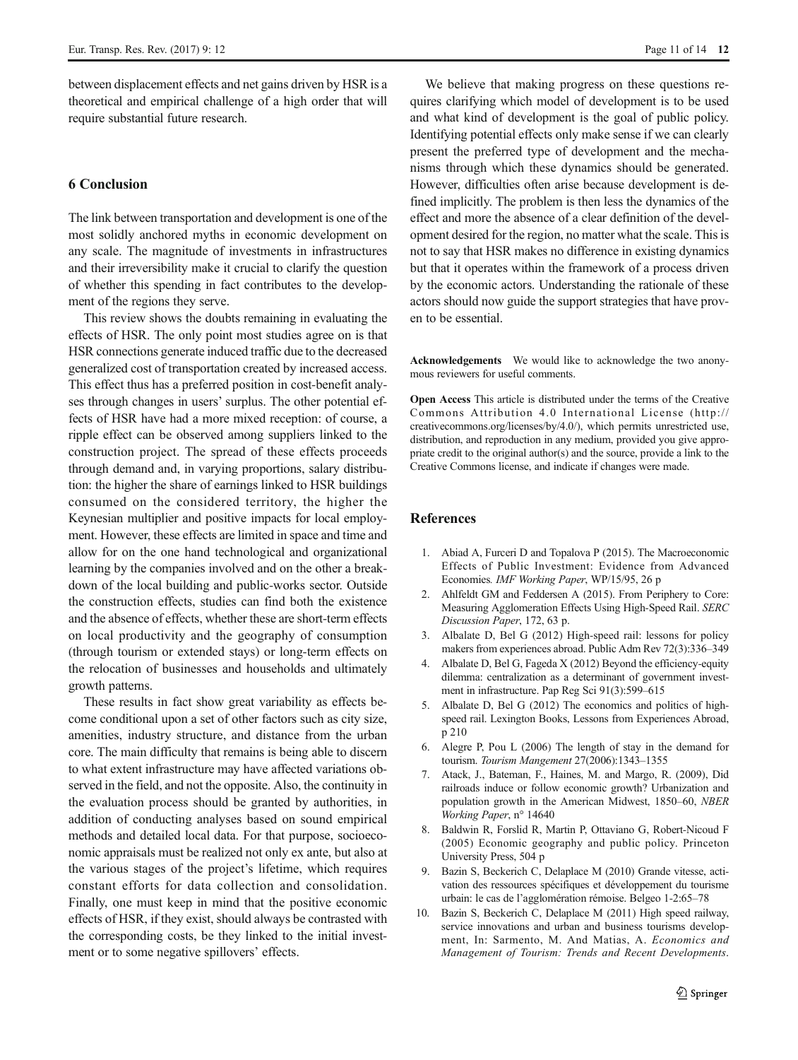between displacement effects and net gains driven by HSR is a theoretical and empirical challenge of a high order that will require substantial future research.

## 6 Conclusion

The link between transportation and development is one of the most solidly anchored myths in economic development on any scale. The magnitude of investments in infrastructures and their irreversibility make it crucial to clarify the question of whether this spending in fact contributes to the development of the regions they serve.

This review shows the doubts remaining in evaluating the effects of HSR. The only point most studies agree on is that HSR connections generate induced traffic due to the decreased generalized cost of transportation created by increased access. This effect thus has a preferred position in cost-benefit analyses through changes in users' surplus. The other potential effects of HSR have had a more mixed reception: of course, a ripple effect can be observed among suppliers linked to the construction project. The spread of these effects proceeds through demand and, in varying proportions, salary distribution: the higher the share of earnings linked to HSR buildings consumed on the considered territory, the higher the Keynesian multiplier and positive impacts for local employment. However, these effects are limited in space and time and allow for on the one hand technological and organizational learning by the companies involved and on the other a breakdown of the local building and public-works sector. Outside the construction effects, studies can find both the existence and the absence of effects, whether these are short-term effects on local productivity and the geography of consumption (through tourism or extended stays) or long-term effects on the relocation of businesses and households and ultimately growth patterns.

These results in fact show great variability as effects become conditional upon a set of other factors such as city size, amenities, industry structure, and distance from the urban core. The main difficulty that remains is being able to discern to what extent infrastructure may have affected variations observed in the field, and not the opposite. Also, the continuity in the evaluation process should be granted by authorities, in addition of conducting analyses based on sound empirical methods and detailed local data. For that purpose, socioeconomic appraisals must be realized not only ex ante, but also at the various stages of the project's lifetime, which requires constant efforts for data collection and consolidation. Finally, one must keep in mind that the positive economic effects of HSR, if they exist, should always be contrasted with the corresponding costs, be they linked to the initial investment or to some negative spillovers' effects.

We believe that making progress on these questions requires clarifying which model of development is to be used and what kind of development is the goal of public policy. Identifying potential effects only make sense if we can clearly present the preferred type of development and the mechanisms through which these dynamics should be generated. However, difficulties often arise because development is defined implicitly. The problem is then less the dynamics of the effect and more the absence of a clear definition of the development desired for the region, no matter what the scale. This is not to say that HSR makes no difference in existing dynamics but that it operates within the framework of a process driven by the economic actors. Understanding the rationale of these actors should now guide the support strategies that have proven to be essential.

**Acknowledgements** We would like to acknowledge the two anonymous reviewers for useful comments.

**Open Access** This article is distributed under the terms of the Creative Commons Attribution 4.0 International License (http://creativecommons.org/licenses/by/4.0/), which permits unrestricted use, distribution, and reproduction in any medium, provided you give appropriate credit to the original author(s) and the source, provide a link to the Creative Commons license, and indicate if changes were made.

## References

1. Abiad A, Furceri D and Topalova P (2015). The Macroeconomic Effects of Public Investment: Evidence from Advanced Economies. *IMF Working Paper*, WP/15/95, 26 p
2. Ahlfeldt GM and Feddersen A (2015). From Periphery to Core: Measuring Agglomeration Effects Using High-Speed Rail. *SERC Discussion Paper*, 172, 63 p.
3. Albalate D, Bel G (2012) High-speed rail: lessons for policy makers from experiences abroad. Public Adm Rev 72(3):336–349
4. Albalate D, Bel G, Fageda X (2012) Beyond the efficiency-equity dilemma: centralization as a determinant of government investment in infrastructure. Pap Reg Sci 91(3):599–615
5. Albalate D, Bel G (2012) The economics and politics of high-speed rail. Lexington Books, Lessons from Experiences Abroad, p 210
6. Alegre P, Pou L (2006) The length of stay in the demand for tourism. *Tourism Mangement* 27(2006):1343–1355
7. Atack, J., Bateman, F., Haines, M. and Margo, R. (2009), Did railroads induce or follow economic growth? Urbanization and population growth in the American Midwest, 1850–60, *NBER Working Paper*, n° 14640
8. Baldwin R, Forslid R, Martin P, Ottaviano G, Robert-Nicoud F (2005) Economic geography and public policy. Princeton University Press, 504 p
9. Bazin S, Beckerich C, Delaplace M (2010) Grande vitesse, activation des ressources spécifiques et développement du tourisme urbain: le cas de l'agglomération rémoise. Belgeo 1-2:65–78
10. Bazin S, Beckerich C, Delaplace M (2011) High speed railway, service innovations and urban and business tourisms development, In: Sarmento, M. And Matias, A. *Economics and Management of Tourism: Trends and Recent Developments.*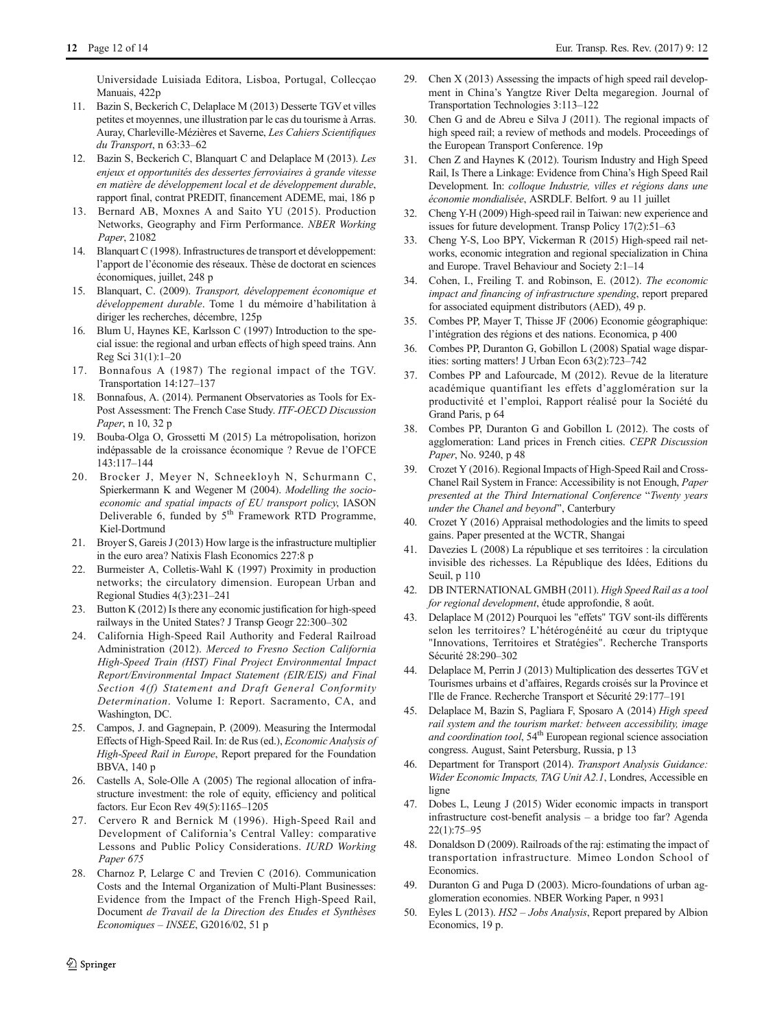Universidade Luisiada Editora, Lisboa, Portugal, Collecçao Manuais, 422p

11. Bazin S, Beckerich C, Delaplace M (2013) Desserte TGV et villes petites et moyennes, une illustration par le cas du tourisme à Arras. Auray, Charleville-Mézières et Saverne, *Les Cahiers Scientifiques du Transport*, n 63:33–62
12. Bazin S, Beckerich C, Blanquart C and Delaplace M (2013). *Les enjeux et opportunités des dessertes ferroviaires à grande vitesse en matière de développement local et de développement durable*, rapport final, contrat PREDIT, financement ADEME, mai, 186 p
13. Bernard AB, Moxnes A and Saito YU (2015). Production Networks, Geography and Firm Performance. *NBER Working Paper*, 21082
14. Blanquart C (1998). Infrastructures de transport et développement: l'apport de l'économie des réseaux. Thèse de doctorat en sciences économiques, juillet, 248 p
15. Blanquart, C. (2009). *Transport, développement économique et développement durable*. Tome 1 du mémoire d'habilitation à diriger les recherches, décembre, 125p
16. Blum U, Haynes KE, Karlsson C (1997) Introduction to the special issue: the regional and urban effects of high speed trains. Ann Reg Sci 31(1):1–20
17. Bonnafous A (1987) The regional impact of the TGV. Transportation 14:127–137
18. Bonnafous, A. (2014). Permanent Observatories as Tools for Ex-Post Assessment: The French Case Study. *ITF-OECD Discussion Paper*, n 10, 32 p
19. Bouba-Olga O, Grossetti M (2015) La métropolisation, horizon indépassable de la croissance économique ? Revue de l'OFCE 143:117–144
20. Brocker J, Meyer N, Schneekloyh N, Schurmann C, Spierkermann K and Wegener M (2004). *Modelling the socio-economic and spatial impacts of EU transport policy*, IASON Deliverable 6, funded by 5th Framework RTD Programme, Kiel-Dortmund
21. Broyer S, Gareis J (2013) How large is the infrastructure multiplier in the euro area? Natixis Flash Economics 227:8 p
22. Burmeister A, Colletis-Wahl K (1997) Proximity in production networks; the circulatory dimension. European Urban and Regional Studies 4(3):231–241
23. Button K (2012) Is there any economic justification for high-speed railways in the United States? J Transp Geogr 22:300–302
24. California High-Speed Rail Authority and Federal Railroad Administration (2012). *Merced to Fresno Section California High-Speed Train (HST) Final Project Environmental Impact Report/Environmental Impact Statement (EIR/EIS) and Final Section 4(f) Statement and Draft General Conformity Determination*. Volume I: Report. Sacramento, CA, and Washington, DC.
25. Campos, J. and Gagnepain, P. (2009). Measuring the Intermodal Effects of High-Speed Rail. In: de Rus (ed.), *Economic Analysis of High-Speed Rail in Europe*, Report prepared for the Foundation BBVA, 140 p
26. Castells A, Sole-Olle A (2005) The regional allocation of infrastructure investment: the role of equity, efficiency and political factors. Eur Econ Rev 49(5):1165–1205
27. Cervero R and Bernick M (1996). High-Speed Rail and Development of California's Central Valley: comparative Lessons and Public Policy Considerations. *IURD Working Paper 675*
28. Charnoz P, Lelarge C and Trevien C (2016). Communication Costs and the Internal Organization of Multi-Plant Businesses: Evidence from the Impact of the French High-Speed Rail, Document *de Travail de la Direction des Etudes et Synthèses Economiques – INSEE*, G2016/02, 51 p
29. Chen X (2013) Assessing the impacts of high speed rail development in China's Yangtze River Delta megaregion. Journal of Transportation Technologies 3:113–122
30. Chen G and de Abreu e Silva J (2011). The regional impacts of high speed rail; a review of methods and models. Proceedings of the European Transport Conference. 19p
31. Chen Z and Haynes K (2012). Tourism Industry and High Speed Rail, Is There a Linkage: Evidence from China's High Speed Rail Development. In: *colloque Industrie, villes et régions dans une économie mondialisée*, ASRDLF. Belfort. 9 au 11 juillet
32. Cheng Y-H (2009) High-speed rail in Taiwan: new experience and issues for future development. Transp Policy 17(2):51–63
33. Cheng Y-S, Loo BPY, Vickerman R (2015) High-speed rail networks, economic integration and regional specialization in China and Europe. Travel Behaviour and Society 2:1–14
34. Cohen, I., Freiling T. and Robinson, E. (2012). *The economic impact and financing of infrastructure spending*, report prepared for associated equipment distributors (AED), 49 p.
35. Combes PP, Mayer T, Thisse JF (2006) Economie géographique: l'intégration des régions et des nations. Economica, p 400
36. Combes PP, Duranton G, Gobillon L (2008) Spatial wage disparities: sorting matters! J Urban Econ 63(2):723–742
37. Combes PP and Lafourcade, M (2012). Revue de la literature académique quantifiant les effets d'agglomération sur la productivité et l'emploi, Rapport réalisé pour la Société du Grand Paris, p 64
38. Combes PP, Duranton G and Gobillon L (2012). The costs of agglomeration: Land prices in French cities. *CEPR Discussion Paper*, No. 9240, p 48
39. Crozet Y (2016). Regional Impacts of High-Speed Rail and Cross-Chanel Rail System in France: Accessibility is not Enough, *Paper presented at the Third International Conference* "*Twenty years under the Chanel and beyond*", Canterbury
40. Crozet Y (2016) Appraisal methodologies and the limits to speed gains. Paper presented at the WCTR, Shangai
41. Davezies L (2008) La république et ses territoires : la circulation invisible des richesses. La République des Idées, Editions du Seuil, p 110
42. DB INTERNATIONAL GMBH (2011). *High Speed Rail as a tool for regional development*, étude approfondie, 8 août.
43. Delaplace M (2012) Pourquoi les "effets" TGV sont-ils différents selon les territoires? L'hétérogénéité au cœur du triptyque "Innovations, Territoires et Stratégies". Recherche Transports Sécurité 28:290–302
44. Delaplace M, Perrin J (2013) Multiplication des dessertes TGV et Tourismes urbains et d'affaires, Regards croisés sur la Province et l'Ile de France. Recherche Transport et Sécurité 29:177–191
45. Delaplace M, Bazin S, Pagliara F, Sposaro A (2014) *High speed rail system and the tourism market: between accessibility, image and coordination tool*, 54th European regional science association congress. August, Saint Petersburg, Russia, p 13
46. Department for Transport (2014). *Transport Analysis Guidance: Wider Economic Impacts, TAG Unit A2.1*, Londres, Accessible en ligne
47. Dobes L, Leung J (2015) Wider economic impacts in transport infrastructure cost-benefit analysis – a bridge too far? Agenda 22(1):75–95
48. Donaldson D (2009). Railroads of the raj: estimating the impact of transportation infrastructure. Mimeo London School of Economics.
49. Duranton G and Puga D (2003). Micro-foundations of urban agglomeration economies. NBER Working Paper, n 9931
50. Eyles L (2013). *HS2 – Jobs Analysis*, Report prepared by Albion Economics, 19 p.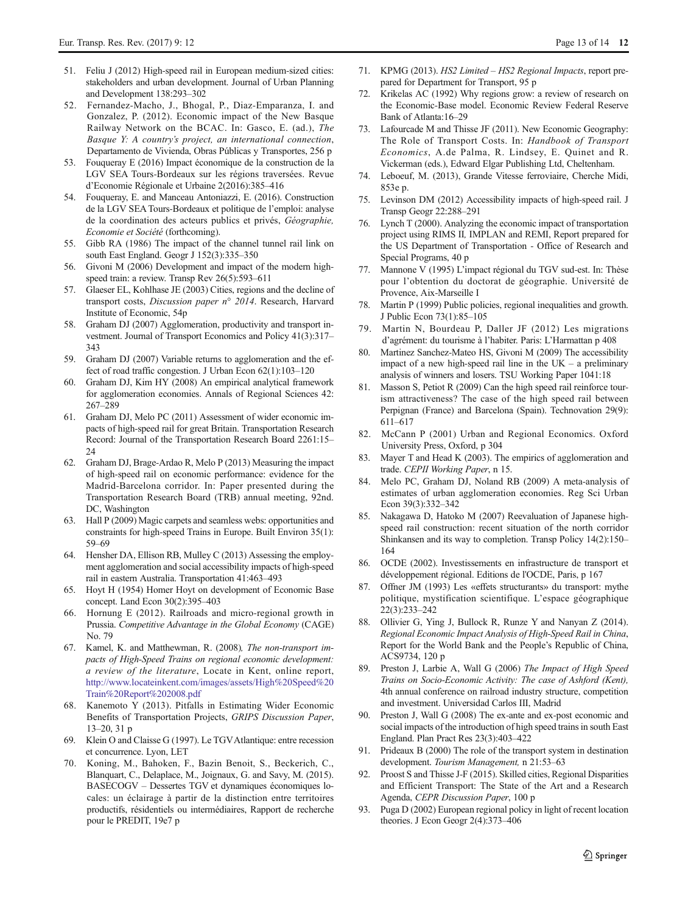51. Feliu J (2012) High-speed rail in European medium-sized cities: stakeholders and urban development. Journal of Urban Planning and Development 138:293–302
52. Fernandez-Macho, J., Bhogal, P., Diaz-Emparanza, I. and Gonzalez, P. (2012). Economic impact of the New Basque Railway Network on the BCAC. In: Gasco, E. (ad.), *The Basque Y: A country's project, an international connection*, Departamento de Vivienda, Obras Públicas y Transportes, 256 p
53. Fouqueray E (2016) Impact économique de la construction de la LGV SEA Tours-Bordeaux sur les régions traversées. Revue d'Economie Régionale et Urbaine 2(2016):385–416
54. Fouqueray, E. and Manceau Antoniazzi, E. (2016). Construction de la LGV SEA Tours-Bordeaux et politique de l'emploi: analyse de la coordination des acteurs publics et privés, *Géographie, Economie et Société* (forthcoming).
55. Gibb RA (1986) The impact of the channel tunnel rail link on south East England. Geogr J 152(3):335–350
56. Givoni M (2006) Development and impact of the modern high-speed train: a review. Transp Rev 26(5):593–611
57. Glaeser EL, Kohlhase JE (2003) Cities, regions and the decline of transport costs, *Discussion paper n° 2014*. Research, Harvard Institute of Economic, 54p
58. Graham DJ (2007) Agglomeration, productivity and transport investment. Journal of Transport Economics and Policy 41(3):317–343
59. Graham DJ (2007) Variable returns to agglomeration and the effect of road traffic congestion. J Urban Econ 62(1):103–120
60. Graham DJ, Kim HY (2008) An empirical analytical framework for agglomeration economies. Annals of Regional Sciences 42: 267–289
61. Graham DJ, Melo PC (2011) Assessment of wider economic impacts of high-speed rail for great Britain. Transportation Research Record: Journal of the Transportation Research Board 2261:15–24
62. Graham DJ, Brage-Ardao R, Melo P (2013) Measuring the impact of high-speed rail on economic performance: evidence for the Madrid-Barcelona corridor. In: Paper presented during the Transportation Research Board (TRB) annual meeting, 92nd. DC, Washington
63. Hall P (2009) Magic carpets and seamless webs: opportunities and constraints for high-speed Trains in Europe. Built Environ 35(1): 59–69
64. Hensher DA, Ellison RB, Mulley C (2013) Assessing the employment agglomeration and social accessibility impacts of high-speed rail in eastern Australia. Transportation 41:463–493
65. Hoyt H (1954) Homer Hoyt on development of Economic Base concept. Land Econ 30(2):395–403
66. Hornung E (2012). Railroads and micro-regional growth in Prussia. *Competitive Advantage in the Global Economy* (CAGE) No. 79
67. Kamel, K. and Matthewman, R. (2008)*, The non-transport impacts of High-Speed Trains on regional economic development: a review of the literature*, Locate in Kent, online report, http://www.locateinkent.com/images/assets/High%20Speed%20Train%20Report%202008.pdf
68. Kanemoto Y (2013). Pitfalls in Estimating Wider Economic Benefits of Transportation Projects, *GRIPS Discussion Paper*, 13–20, 31 p
69. Klein O and Claisse G (1997). Le TGV Atlantique: entre recession et concurrence. Lyon, LET
70. Koning, M., Bahoken, F., Bazin Benoit, S., Beckerich, C., Blanquart, C., Delaplace, M., Joignaux, G. and Savy, M. (2015). BASECOGV – Dessertes TGV et dynamiques économiques locales: un éclairage à partir de la distinction entre territoires productifs, résidentiels ou intermédiaires, Rapport de recherche pour le PREDIT, 19e7 p
71. KPMG (2013). *HS2 Limited – HS2 Regional Impacts*, report prepared for Department for Transport, 95 p
72. Krikelas AC (1992) Why regions grow: a review of research on the Economic-Base model. Economic Review Federal Reserve Bank of Atlanta:16–29
73. Lafourcade M and Thisse JF (2011). New Economic Geography: The Role of Transport Costs. In: *Handbook of Transport Economics*, A.de Palma, R. Lindsey, E. Quinet and R. Vickerman (eds.), Edward Elgar Publishing Ltd, Cheltenham.
74. Leboeuf, M. (2013), Grande Vitesse ferroviaire, Cherche Midi, 853e p.
75. Levinson DM (2012) Accessibility impacts of high-speed rail. J Transp Geogr 22:288–291
76. Lynch T (2000). Analyzing the economic impact of transportation project using RIMS II, IMPLAN and REMI, Report prepared for the US Department of Transportation - Office of Research and Special Programs, 40 p
77. Mannone V (1995) L'impact régional du TGV sud-est. In: Thèse pour l'obtention du doctorat de géographie. Université de Provence, Aix-Marseille I
78. Martin P (1999) Public policies, regional inequalities and growth. J Public Econ 73(1):85–105
79. Martin N, Bourdeau P, Daller JF (2012) Les migrations d'agrément: du tourisme à l'habiter. Paris: L'Harmattan p 408
80. Martinez Sanchez-Mateo HS, Givoni M (2009) The accessibility impact of a new high-speed rail line in the UK – a preliminary analysis of winners and losers. TSU Working Paper 1041:18
81. Masson S, Petiot R (2009) Can the high speed rail reinforce tourism attractiveness? The case of the high speed rail between Perpignan (France) and Barcelona (Spain). Technovation 29(9): 611–617
82. McCann P (2001) Urban and Regional Economics. Oxford University Press, Oxford, p 304
83. Mayer T and Head K (2003). The empirics of agglomeration and trade. *CEPII Working Paper*, n 15.
84. Melo PC, Graham DJ, Noland RB (2009) A meta-analysis of estimates of urban agglomeration economies. Reg Sci Urban Econ 39(3):332–342
85. Nakagawa D, Hatoko M (2007) Reevaluation of Japanese high-speed rail construction: recent situation of the north corridor Shinkansen and its way to completion. Transp Policy 14(2):150–164
86. OCDE (2002). Investissements en infrastructure de transport et développement régional. Editions de l'OCDE, Paris, p 167
87. Offner JM (1993) Les «effets structurants» du transport: mythe politique, mystification scientifique. L'espace géographique 22(3):233–242
88. Ollivier G, Ying J, Bullock R, Runze Y and Nanyan Z (2014). *Regional Economic Impact Analysis of High-Speed Rail in China*, Report for the World Bank and the People's Republic of China, ACS9734, 120 p
89. Preston J, Larbie A, Wall G (2006) *The Impact of High Speed Trains on Socio-Economic Activity: The case of Ashford (Kent),* 4th annual conference on railroad industry structure, competition and investment. Universidad Carlos III, Madrid
90. Preston J, Wall G (2008) The ex-ante and ex-post economic and social impacts of the introduction of high speed trains in south East England. Plan Pract Res 23(3):403–422
91. Prideaux B (2000) The role of the transport system in destination development. *Tourism Management,* n 21:53–63
92. Proost S and Thisse J-F (2015). Skilled cities, Regional Disparities and Efficient Transport: The State of the Art and a Research Agenda, *CEPR Discussion Paper*, 100 p
93. Puga D (2002) European regional policy in light of recent location theories. J Econ Geogr 2(4):373–406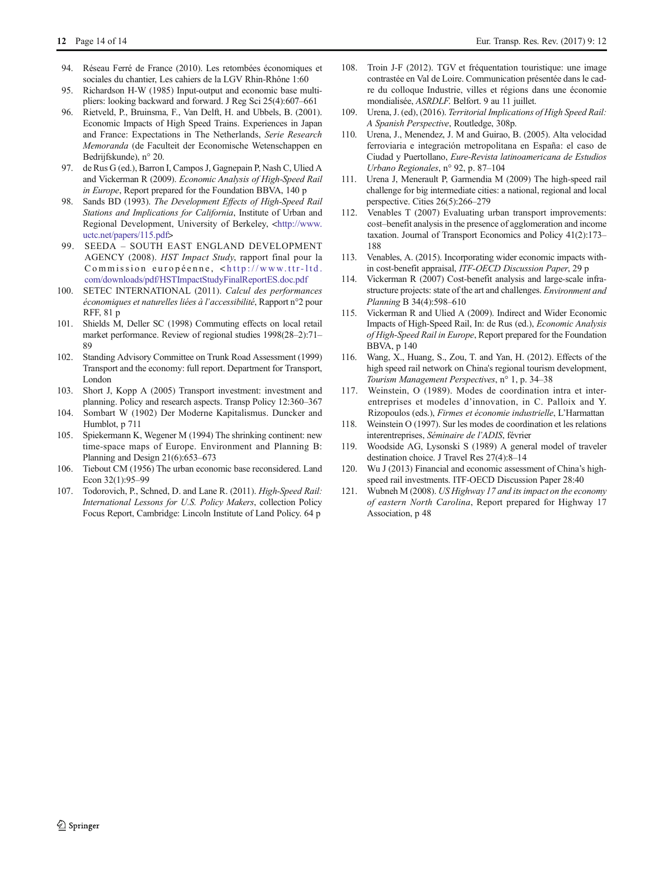94. Réseau Ferré de France (2010). Les retombées économiques et sociales du chantier, Les cahiers de la LGV Rhin-Rhône 1:60
95. Richardson H-W (1985) Input-output and economic base multipliers: looking backward and forward. J Reg Sci 25(4):607–661
96. Rietveld, P., Bruinsma, F., Van Delft, H. and Ubbels, B. (2001). Economic Impacts of High Speed Trains. Experiences in Japan and France: Expectations in The Netherlands, *Serie Research Memoranda* (de Faculteit der Economische Wetenschappen en Bedrijfskunde), n° 20.
97. de Rus G (ed.), Barron I, Campos J, Gagnepain P, Nash C, Ulied A and Vickerman R (2009). *Economic Analysis of High-Speed Rail in Europe*, Report prepared for the Foundation BBVA, 140 p
98. Sands BD (1993). *The Development Effects of High-Speed Rail Stations and Implications for California*, Institute of Urban and Regional Development, University of Berkeley, <http://www.uctc.net/papers/115.pdf>
99. SEEDA – SOUTH EAST ENGLAND DEVELOPMENT AGENCY (2008). *HST Impact Study*, rapport final pour la Commission européenne, <http://www.ttr-ltd.com/downloads/pdf/HSTImpactStudyFinalReportES.doc.pdf
100. SETEC INTERNATIONAL (2011). *Calcul des performances économiques et naturelles liées à l'accessibilité*, Rapport n°2 pour RFF, 81 p
101. Shields M, Deller SC (1998) Commuting effects on local retail market performance. Review of regional studies 1998(28–2):71–89
102. Standing Advisory Committee on Trunk Road Assessment (1999) Transport and the economy: full report. Department for Transport, London
103. Short J, Kopp A (2005) Transport investment: investment and planning. Policy and research aspects. Transp Policy 12:360–367
104. Sombart W (1902) Der Moderne Kapitalismus. Duncker and Humblot, p 711
105. Spiekermann K, Wegener M (1994) The shrinking continent: new time-space maps of Europe. Environment and Planning B: Planning and Design 21(6):653–673
106. Tiebout CM (1956) The urban economic base reconsidered. Land Econ 32(1):95–99
107. Todorovich, P., Schned, D. and Lane R. (2011). *High-Speed Rail: International Lessons for U.S. Policy Makers*, collection Policy Focus Report, Cambridge: Lincoln Institute of Land Policy. 64 p
108. Troin J-F (2012). TGV et fréquentation touristique: une image contrastée en Val de Loire. Communication présentée dans le cadre du colloque Industrie, villes et régions dans une économie mondialisée, *ASRDLF*. Belfort. 9 au 11 juillet.
109. Urena, J. (ed), (2016). *Territorial Implications of High Speed Rail: A Spanish Perspective*, Routledge, 308p.
110. Urena, J., Menendez, J. M and Guirao, B. (2005). Alta velocidad ferroviaria e integración metropolitana en España: el caso de Ciudad y Puertollano, *Eure-Revista latinoamericana de Estudios Urbano Regionales*, n° 92, p. 87–104
111. Urena J, Menerault P, Garmendia M (2009) The high-speed rail challenge for big intermediate cities: a national, regional and local perspective. Cities 26(5):266–279
112. Venables T (2007) Evaluating urban transport improvements: cost–benefit analysis in the presence of agglomeration and income taxation. Journal of Transport Economics and Policy 41(2):173–188
113. Venables, A. (2015). Incorporating wider economic impacts within cost-benefit appraisal, *ITF-OECD Discussion Paper*, 29 p
114. Vickerman R (2007) Cost-benefit analysis and large-scale infrastructure projects: state of the art and challenges. *Environment and Planning* B 34(4):598–610
115. Vickerman R and Ulied A (2009). Indirect and Wider Economic Impacts of High-Speed Rail, In: de Rus (ed.), *Economic Analysis of High-Speed Rail in Europe*, Report prepared for the Foundation BBVA, p 140
116. Wang, X., Huang, S., Zou, T. and Yan, H. (2012). Effects of the high speed rail network on China's regional tourism development, *Tourism Management Perspectives*, n° 1, p. 34–38
117. Weinstein, O (1989). Modes de coordination intra et inter-entreprises et modeles d'innovation, in C. Palloix and Y. Rizopoulos (eds.), *Firmes et économie industrielle*, L'Harmattan
118. Weinstein O (1997). Sur les modes de coordination et les relations interentreprises, *Séminaire de l'ADIS*, février
119. Woodside AG, Lysonski S (1989) A general model of traveler destination choice. J Travel Res 27(4):8–14
120. Wu J (2013) Financial and economic assessment of China's high-speed rail investments. ITF-OECD Discussion Paper 28:40
121. Wubneh M (2008). *US Highway 17 and its impact on the economy of eastern North Carolina*, Report prepared for Highway 17 Association, p 48